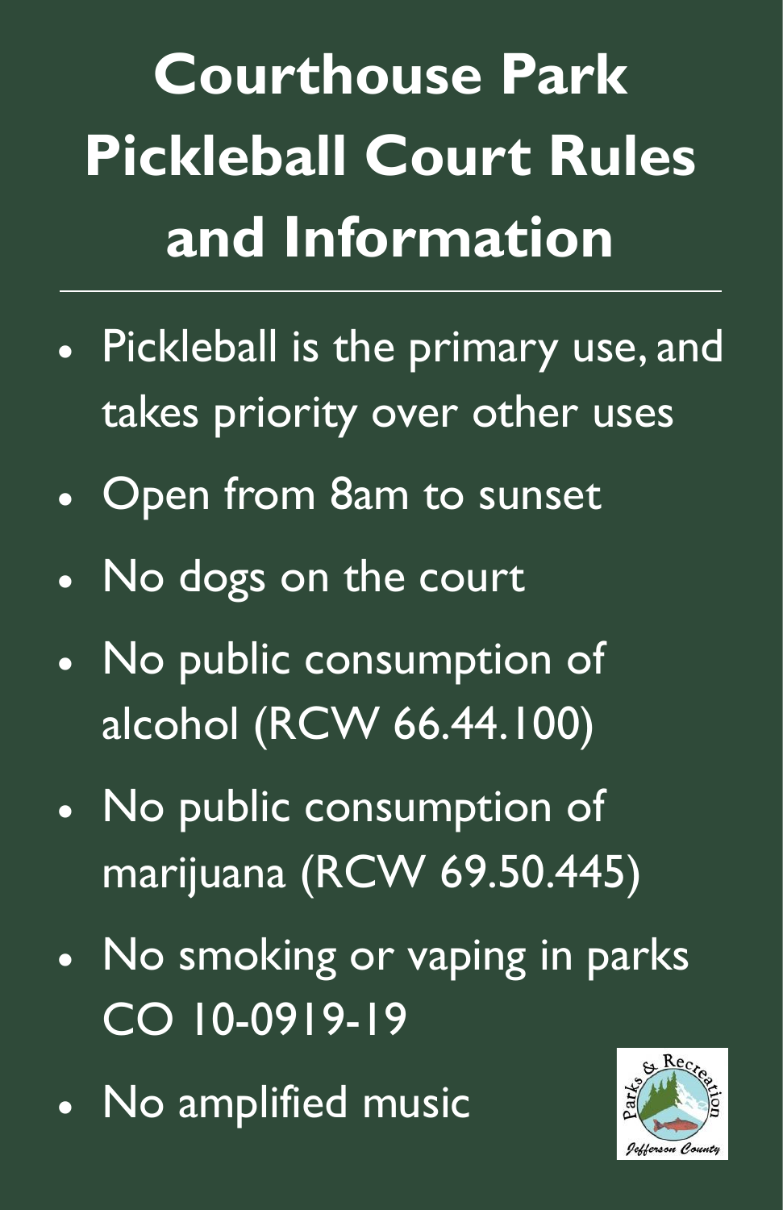# Courthouse Park Pickleball Court Rules and Information

- Pickleball is the primary use, and takes priority over other uses
- Open from 8am to sunset
- No dogs on the court
- No public consumption of alcohol (RCW 66.44.100)
- No public consumption of marijuana (RCW 69.50.445)
- No smoking or vaping in parks CO 10-0919-19
- No amplified music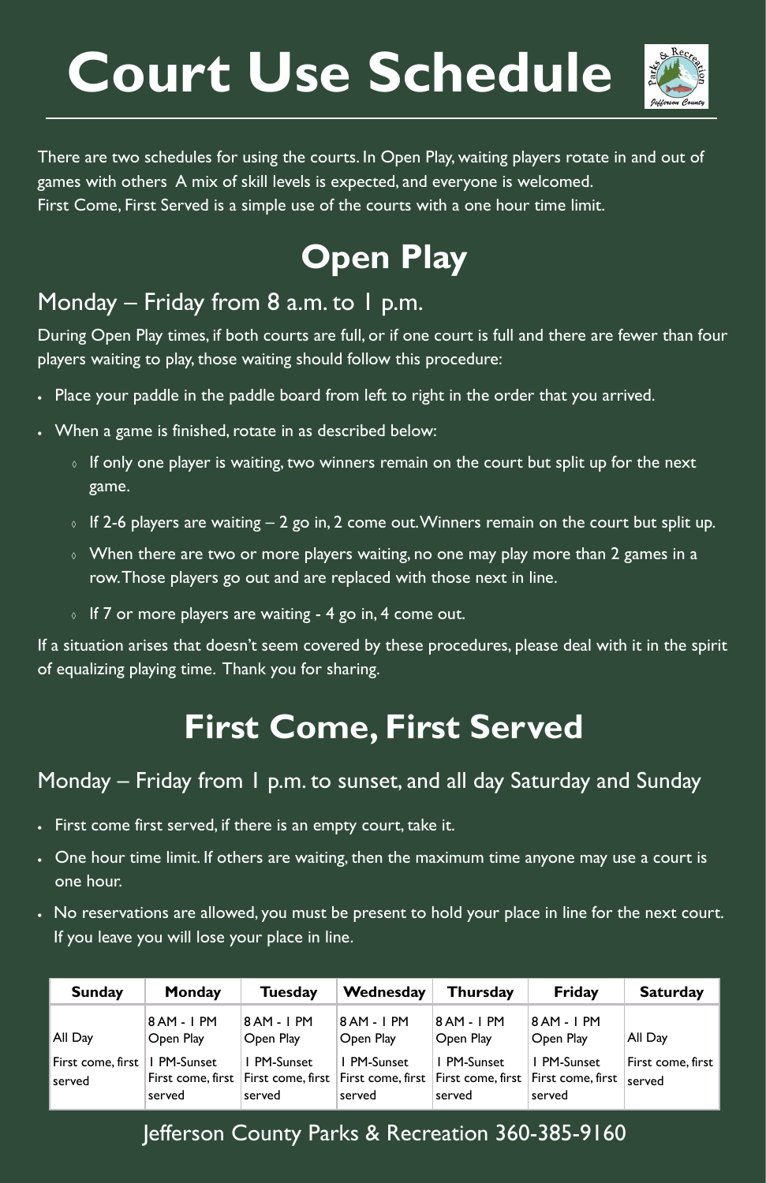# Court Use Schedule

There are two schedules for using the courts. In Open Play, waiting players rotate in and out of games with others A mix of skill levels is expected, and everyone is welcomed.
First Come, First Served is a simple use of the courts with a one hour time limit.

## Open Play

### Monday – Friday from 8 a.m. to 1 p.m.

During Open Play times, if both courts are full, or if one court is full and there are fewer than four players waiting to play, those waiting should follow this procedure:

- Place your paddle in the paddle board from left to right in the order that you arrived.
- When a game is finished, rotate in as described below:
  - If only one player is waiting, two winners remain on the court but split up for the next game.
  - If 2-6 players are waiting – 2 go in, 2 come out. Winners remain on the court but split up.
  - When there are two or more players waiting, no one may play more than 2 games in a row. Those players go out and are replaced with those next in line.
  - If 7 or more players are waiting - 4 go in, 4 come out.

If a situation arises that doesn't seem covered by these procedures, please deal with it in the spirit of equalizing playing time. Thank you for sharing.

## First Come, First Served

### Monday – Friday from 1 p.m. to sunset, and all day Saturday and Sunday

- First come first served, if there is an empty court, take it.
- One hour time limit. If others are waiting, then the maximum time anyone may use a court is one hour.
- No reservations are allowed, you must be present to hold your place in line for the next court. If you leave you will lose your place in line.

| Sunday | Monday | Tuesday | Wednesday | Thursday | Friday | Saturday |
|---|---|---|---|---|---|---|
| All Day<br>First come, first served | 8 AM - 1 PM Open Play<br>1 PM-Sunset First come, first served | 8 AM - 1 PM Open Play<br>1 PM-Sunset First come, first served | 8 AM - 1 PM Open Play<br>1 PM-Sunset First come, first served | 8 AM - 1 PM Open Play<br>1 PM-Sunset First come, first served | 8 AM - 1 PM Open Play<br>1 PM-Sunset First come, first served | All Day<br>First come, first served |

Jefferson County Parks & Recreation 360-385-9160